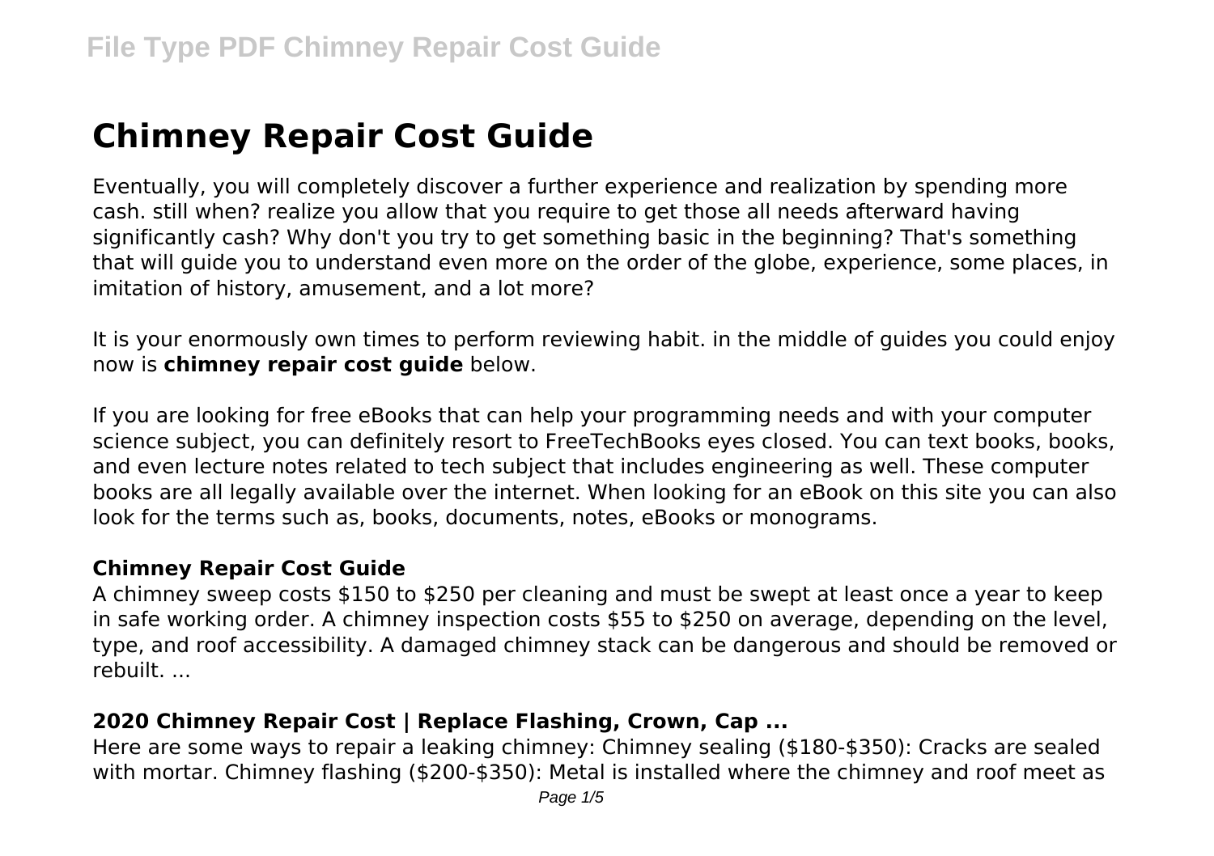# Chimney Repair Cost Guide

Eventually, you will completely discover a further experience and realization by spending more cash. still when? realize you allow that you require to get those all needs afterward having significantly cash? Why don't you try to get something basic in the beginning? That's something that will guide you to understand even more on the order of the globe, experience, some places, in imitation of history, amusement, and a lot more?

It is your enormously own times to perform reviewing habit. in the middle of guides you could enjoy now is **chimney repair cost guide** below.

If you are looking for free eBooks that can help your programming needs and with your computer science subject, you can definitely resort to FreeTechBooks eyes closed. You can text books, books, and even lecture notes related to tech subject that includes engineering as well. These computer books are all legally available over the internet. When looking for an eBook on this site you can also look for the terms such as, books, documents, notes, eBooks or monograms.

### Chimney Repair Cost Guide

A chimney sweep costs $150 to $250 per cleaning and must be swept at least once a year to keep in safe working order. A chimney inspection costs $55 to $250 on average, depending on the level, type, and roof accessibility. A damaged chimney stack can be dangerous and should be removed or rebuilt. ...

### 2020 Chimney Repair Cost | Replace Flashing, Crown, Cap ...

Here are some ways to repair a leaking chimney: Chimney sealing ($180-$350): Cracks are sealed with mortar. Chimney flashing ($200-$350): Metal is installed where the chimney and roof meet as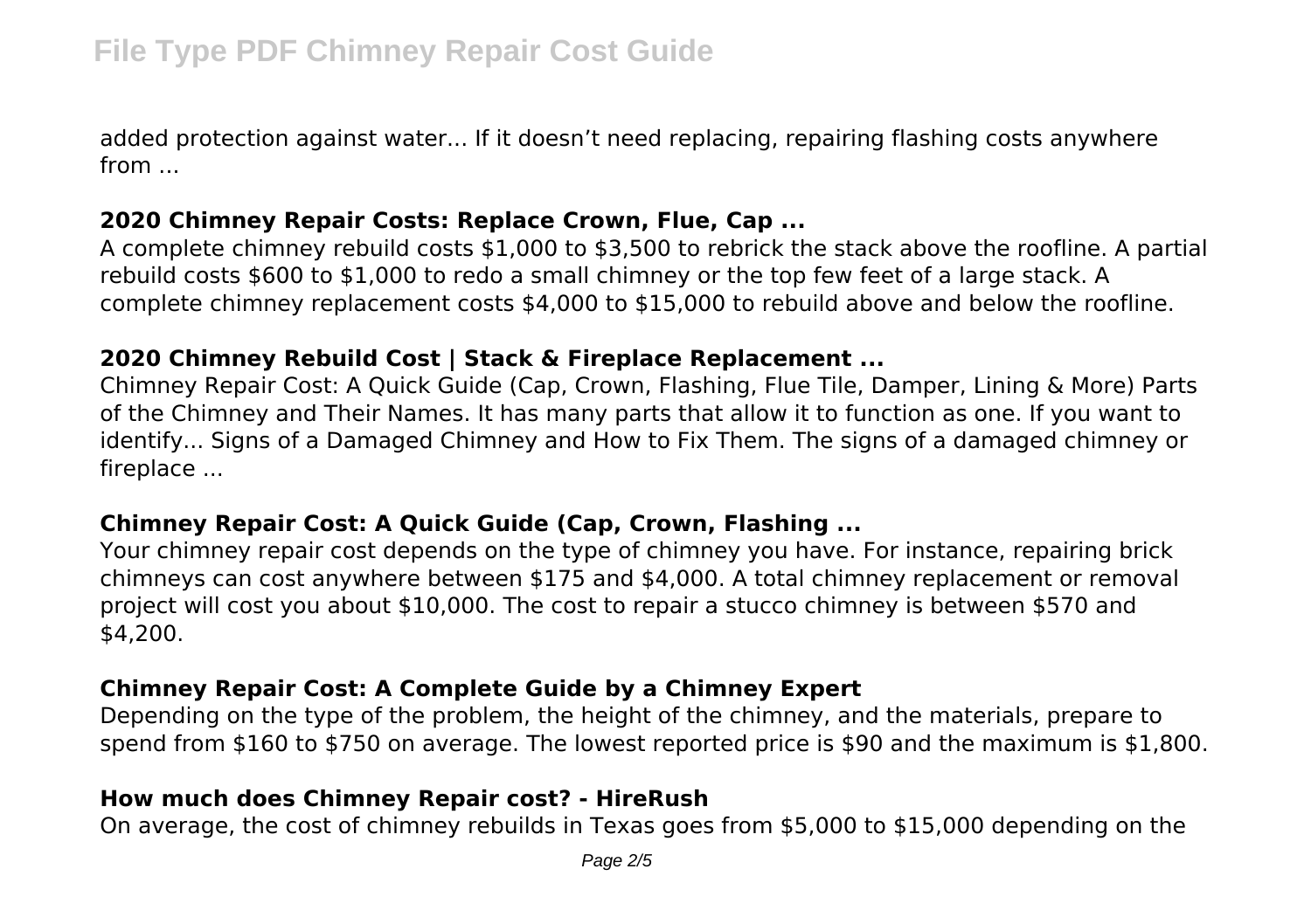added protection against water... If it doesn’t need replacing, repairing flashing costs anywhere from ...

### 2020 Chimney Repair Costs: Replace Crown, Flue, Cap ...

A complete chimney rebuild costs $1,000 to $3,500 to rebrick the stack above the roofline. A partial rebuild costs $600 to $1,000 to redo a small chimney or the top few feet of a large stack. A complete chimney replacement costs $4,000 to $15,000 to rebuild above and below the roofline.

### 2020 Chimney Rebuild Cost | Stack & Fireplace Replacement ...

Chimney Repair Cost: A Quick Guide (Cap, Crown, Flashing, Flue Tile, Damper, Lining & More) Parts of the Chimney and Their Names. It has many parts that allow it to function as one. If you want to identify... Signs of a Damaged Chimney and How to Fix Them. The signs of a damaged chimney or fireplace ...

### Chimney Repair Cost: A Quick Guide (Cap, Crown, Flashing ...

Your chimney repair cost depends on the type of chimney you have. For instance, repairing brick chimneys can cost anywhere between $175 and $4,000. A total chimney replacement or removal project will cost you about $10,000. The cost to repair a stucco chimney is between $570 and $4,200.

### Chimney Repair Cost: A Complete Guide by a Chimney Expert

Depending on the type of the problem, the height of the chimney, and the materials, prepare to spend from $160 to $750 on average. The lowest reported price is $90 and the maximum is $1,800.

### How much does Chimney Repair cost? - HireRush

On average, the cost of chimney rebuilds in Texas goes from $5,000 to $15,000 depending on the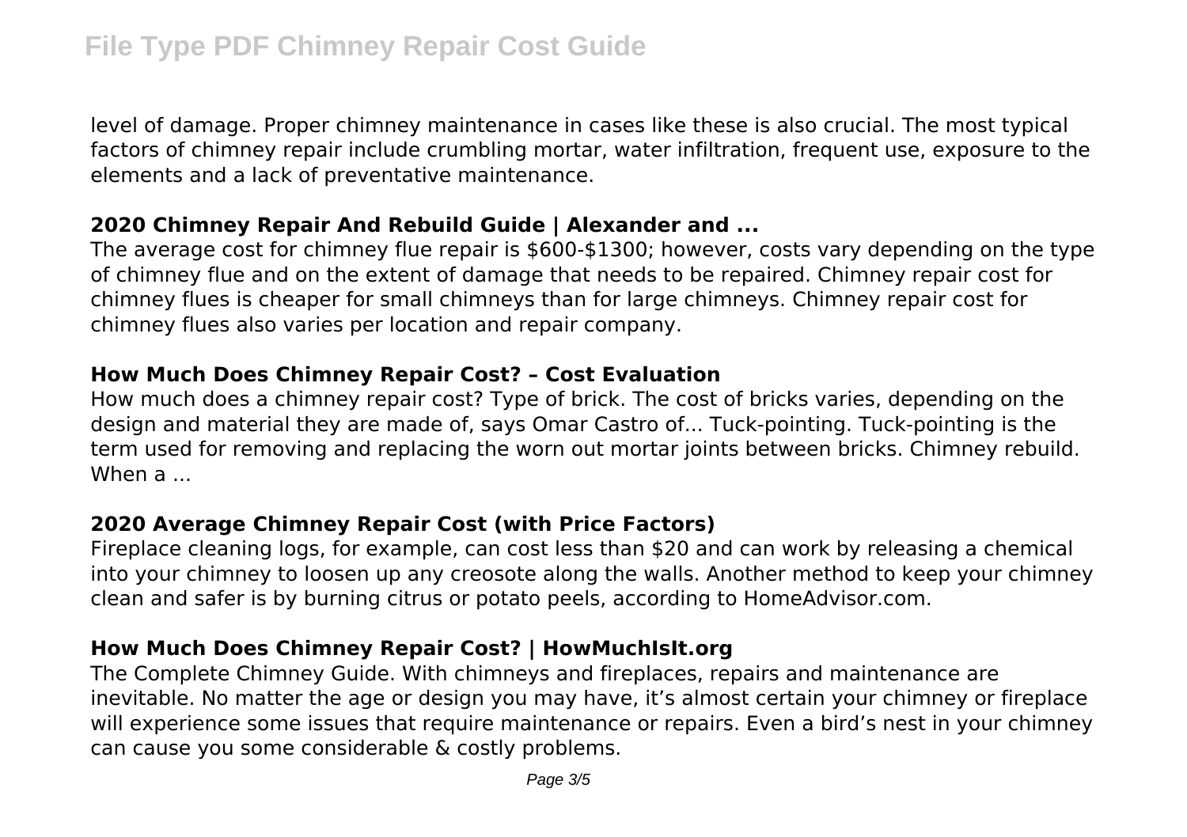level of damage. Proper chimney maintenance in cases like these is also crucial. The most typical factors of chimney repair include crumbling mortar, water infiltration, frequent use, exposure to the elements and a lack of preventative maintenance.

## 2020 Chimney Repair And Rebuild Guide | Alexander and ...

The average cost for chimney flue repair is $600-$1300; however, costs vary depending on the type of chimney flue and on the extent of damage that needs to be repaired. Chimney repair cost for chimney flues is cheaper for small chimneys than for large chimneys. Chimney repair cost for chimney flues also varies per location and repair company.

## How Much Does Chimney Repair Cost? – Cost Evaluation

How much does a chimney repair cost? Type of brick. The cost of bricks varies, depending on the design and material they are made of, says Omar Castro of... Tuck-pointing. Tuck-pointing is the term used for removing and replacing the worn out mortar joints between bricks. Chimney rebuild. When a ...

## 2020 Average Chimney Repair Cost (with Price Factors)

Fireplace cleaning logs, for example, can cost less than $20 and can work by releasing a chemical into your chimney to loosen up any creosote along the walls. Another method to keep your chimney clean and safer is by burning citrus or potato peels, according to HomeAdvisor.com.

## How Much Does Chimney Repair Cost? | HowMuchIsIt.org

The Complete Chimney Guide. With chimneys and fireplaces, repairs and maintenance are inevitable. No matter the age or design you may have, it's almost certain your chimney or fireplace will experience some issues that require maintenance or repairs. Even a bird's nest in your chimney can cause you some considerable & costly problems.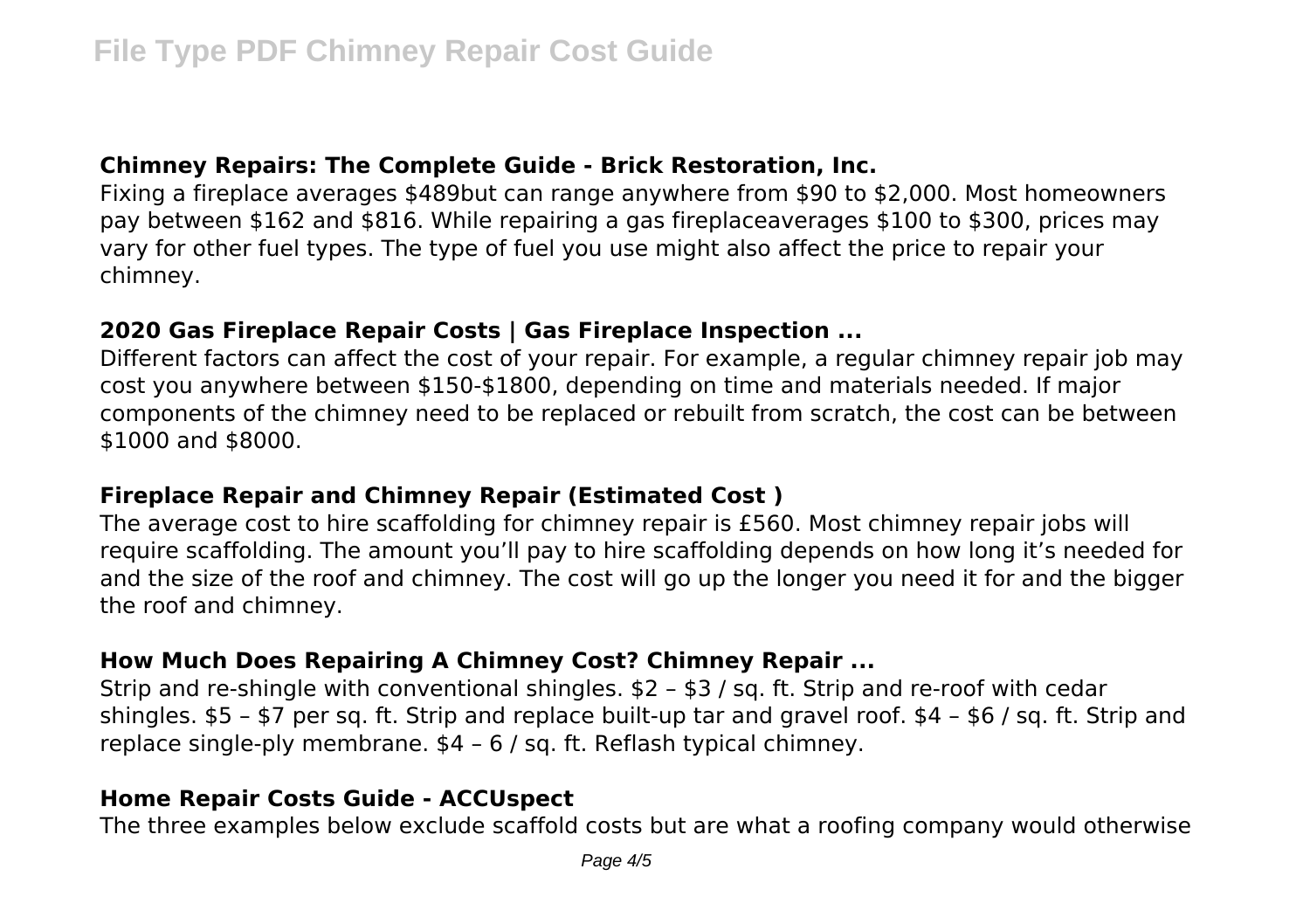### Chimney Repairs: The Complete Guide - Brick Restoration, Inc.

Fixing a fireplace averages $489but can range anywhere from $90 to $2,000. Most homeowners pay between $162 and $816. While repairing a gas fireplaceaverages $100 to $300, prices may vary for other fuel types. The type of fuel you use might also affect the price to repair your chimney.

### 2020 Gas Fireplace Repair Costs | Gas Fireplace Inspection ...

Different factors can affect the cost of your repair. For example, a regular chimney repair job may cost you anywhere between $150-$1800, depending on time and materials needed. If major components of the chimney need to be replaced or rebuilt from scratch, the cost can be between $1000 and $8000.

### Fireplace Repair and Chimney Repair (Estimated Cost )

The average cost to hire scaffolding for chimney repair is £560. Most chimney repair jobs will require scaffolding. The amount you'll pay to hire scaffolding depends on how long it's needed for and the size of the roof and chimney. The cost will go up the longer you need it for and the bigger the roof and chimney.

### How Much Does Repairing A Chimney Cost? Chimney Repair ...

Strip and re-shingle with conventional shingles. $2 – $3 / sq. ft. Strip and re-roof with cedar shingles. $5 – $7 per sq. ft. Strip and replace built-up tar and gravel roof. $4 – $6 / sq. ft. Strip and replace single-ply membrane. $4 – 6 / sq. ft. Reflash typical chimney.

### Home Repair Costs Guide - ACCUspect

The three examples below exclude scaffold costs but are what a roofing company would otherwise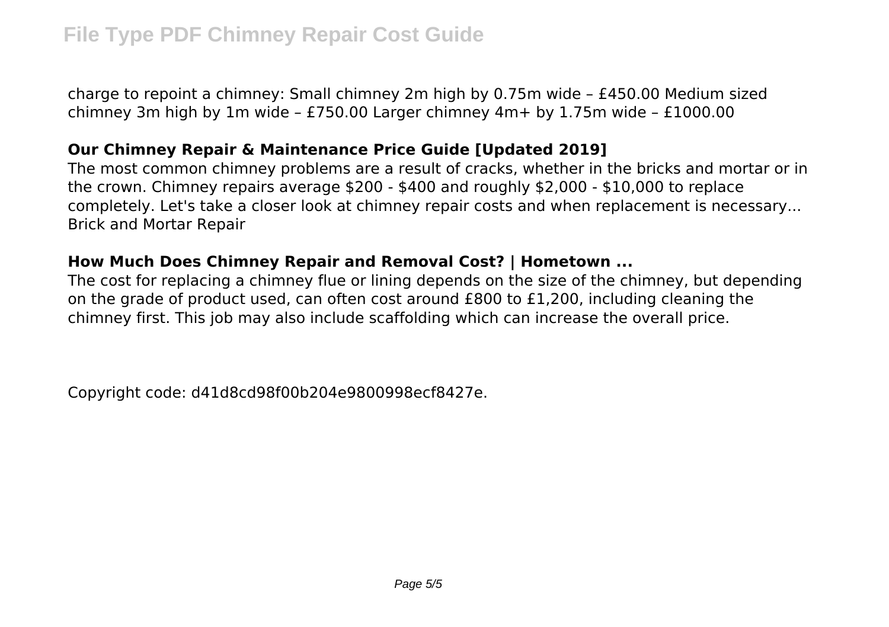charge to repoint a chimney: Small chimney 2m high by 0.75m wide – £450.00 Medium sized chimney 3m high by 1m wide – £750.00 Larger chimney 4m+ by 1.75m wide – £1000.00

### Our Chimney Repair & Maintenance Price Guide [Updated 2019]

The most common chimney problems are a result of cracks, whether in the bricks and mortar or in the crown. Chimney repairs average $200 - $400 and roughly $2,000 - $10,000 to replace completely. Let's take a closer look at chimney repair costs and when replacement is necessary... Brick and Mortar Repair

### How Much Does Chimney Repair and Removal Cost? | Hometown ...

The cost for replacing a chimney flue or lining depends on the size of the chimney, but depending on the grade of product used, can often cost around £800 to £1,200, including cleaning the chimney first. This job may also include scaffolding which can increase the overall price.

Copyright code: d41d8cd98f00b204e9800998ecf8427e.